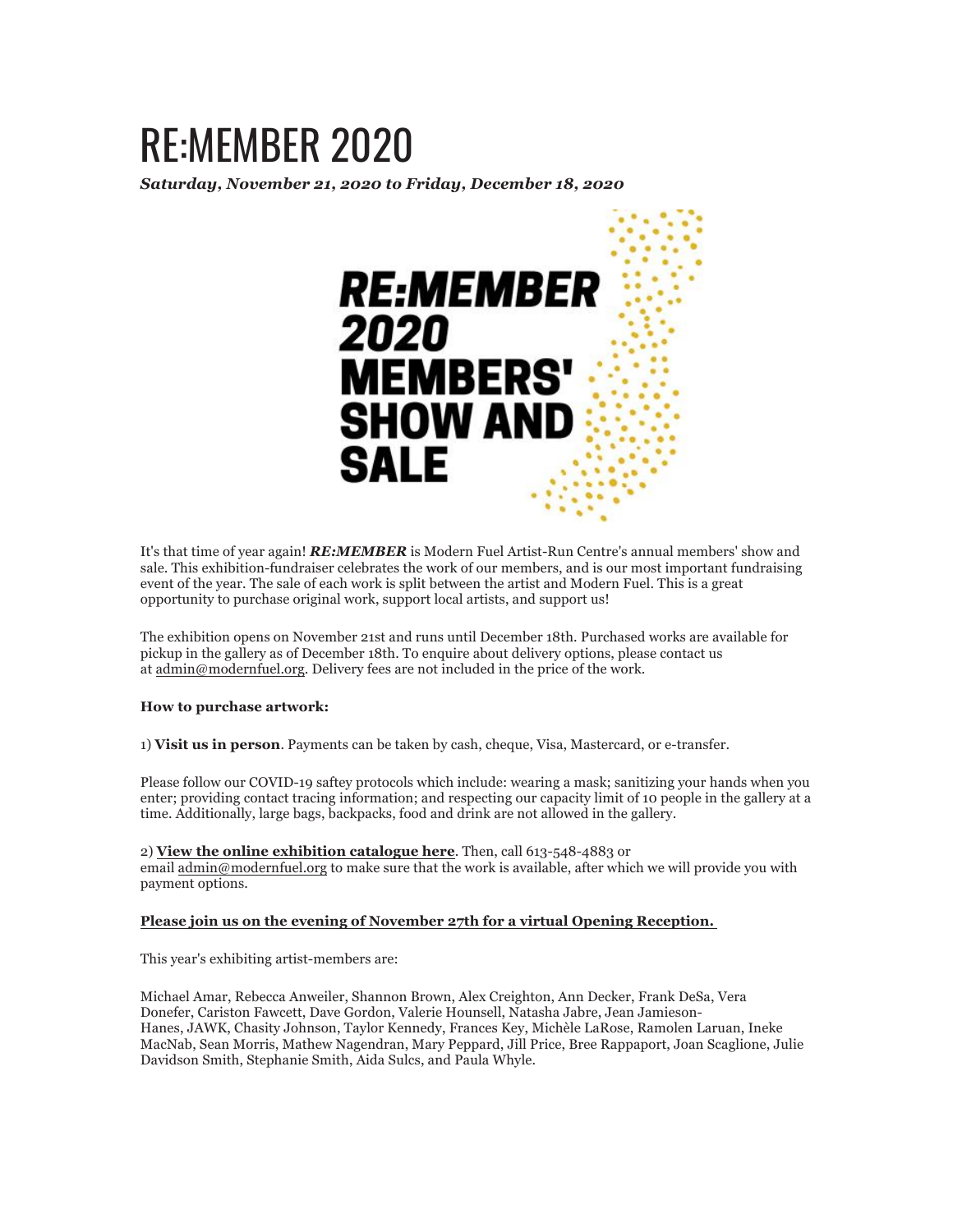# RE:MEMBER 2020

***Saturday, November 21, 2020 to Friday, December 18, 2020***

RE:MEMBER 2020 MEMBERS' SHOW AND SALE

It's that time of year again! ***RE:MEMBER*** is Modern Fuel Artist-Run Centre's annual members' show and sale. This exhibition-fundraiser celebrates the work of our members, and is our most important fundraising event of the year. The sale of each work is split between the artist and Modern Fuel. This is a great opportunity to purchase original work, support local artists, and support us!

The exhibition opens on November 21st and runs until December 18th. Purchased works are available for pickup in the gallery as of December 18th. To enquire about delivery options, please contact us at admin@modernfuel.org. Delivery fees are not included in the price of the work.

**How to purchase artwork:**

1) **Visit us in person**. Payments can be taken by cash, cheque, Visa, Mastercard, or e-transfer.

Please follow our COVID-19 saftey protocols which include: wearing a mask; sanitizing your hands when you enter; providing contact tracing information; and respecting our capacity limit of 10 people in the gallery at a time. Additionally, large bags, backpacks, food and drink are not allowed in the gallery.

2) **View the online exhibition catalogue here**. Then, call 613-548-4883 or email admin@modernfuel.org to make sure that the work is available, after which we will provide you with payment options.

**Please join us on the evening of November 27th for a virtual Opening Reception.**

This year's exhibiting artist-members are:

Michael Amar, Rebecca Anweiler, Shannon Brown, Alex Creighton, Ann Decker, Frank DeSa, Vera Donefer, Cariston Fawcett, Dave Gordon, Valerie Hounsell, Natasha Jabre, Jean Jamieson-Hanes, JAWK, Chasity Johnson, Taylor Kennedy, Frances Key, Michèle LaRose, Ramolen Laruan, Ineke MacNab, Sean Morris, Mathew Nagendran, Mary Peppard, Jill Price, Bree Rappaport, Joan Scaglione, Julie Davidson Smith, Stephanie Smith, Aida Sulcs, and Paula Whyle.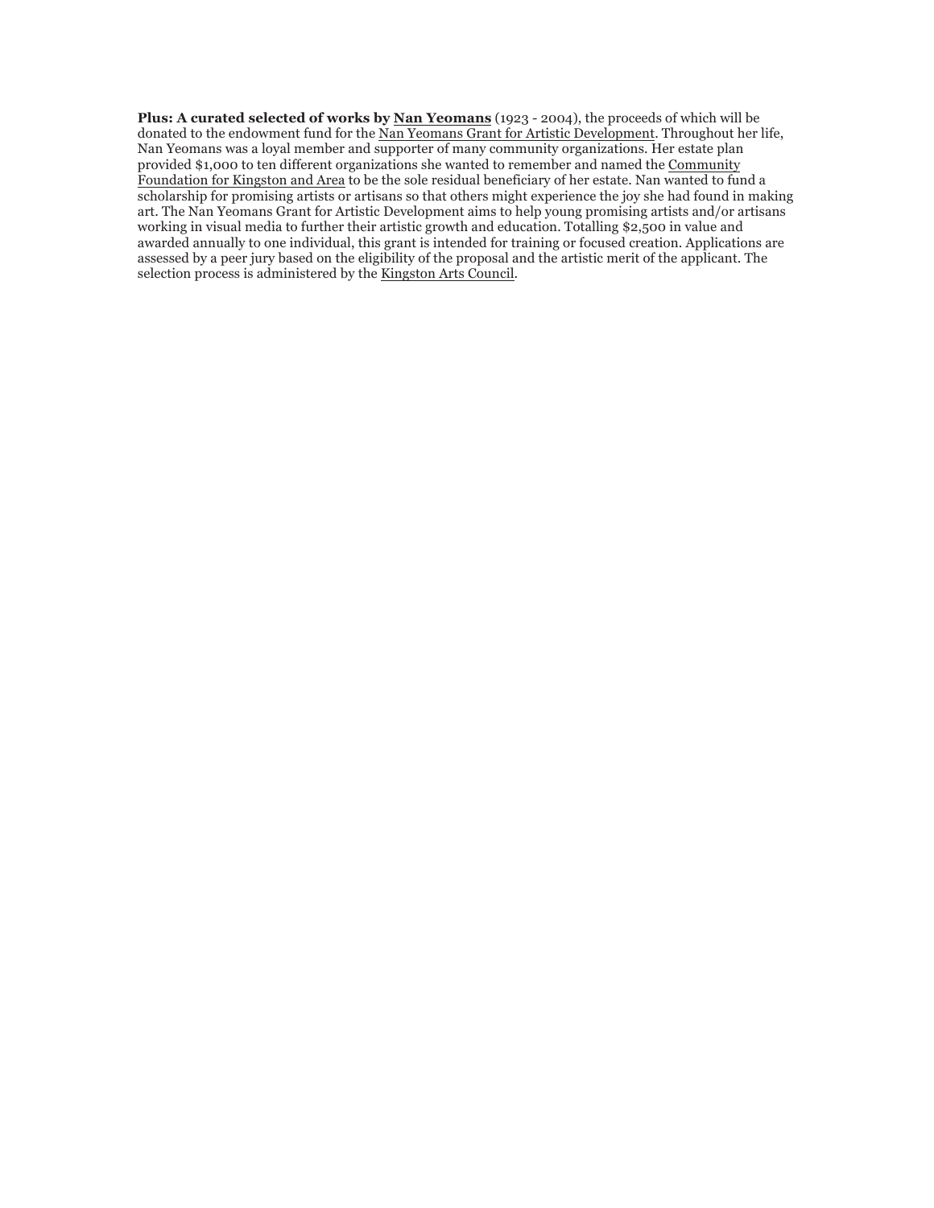**Plus: A curated selected of works by Nan Yeomans** (1923 - 2004), the proceeds of which will be donated to the endowment fund for the Nan Yeomans Grant for Artistic Development. Throughout her life, Nan Yeomans was a loyal member and supporter of many community organizations. Her estate plan provided $1,000 to ten different organizations she wanted to remember and named the Community Foundation for Kingston and Area to be the sole residual beneficiary of her estate. Nan wanted to fund a scholarship for promising artists or artisans so that others might experience the joy she had found in making art. The Nan Yeomans Grant for Artistic Development aims to help young promising artists and/or artisans working in visual media to further their artistic growth and education. Totalling $2,500 in value and awarded annually to one individual, this grant is intended for training or focused creation. Applications are assessed by a peer jury based on the eligibility of the proposal and the artistic merit of the applicant. The selection process is administered by the Kingston Arts Council.